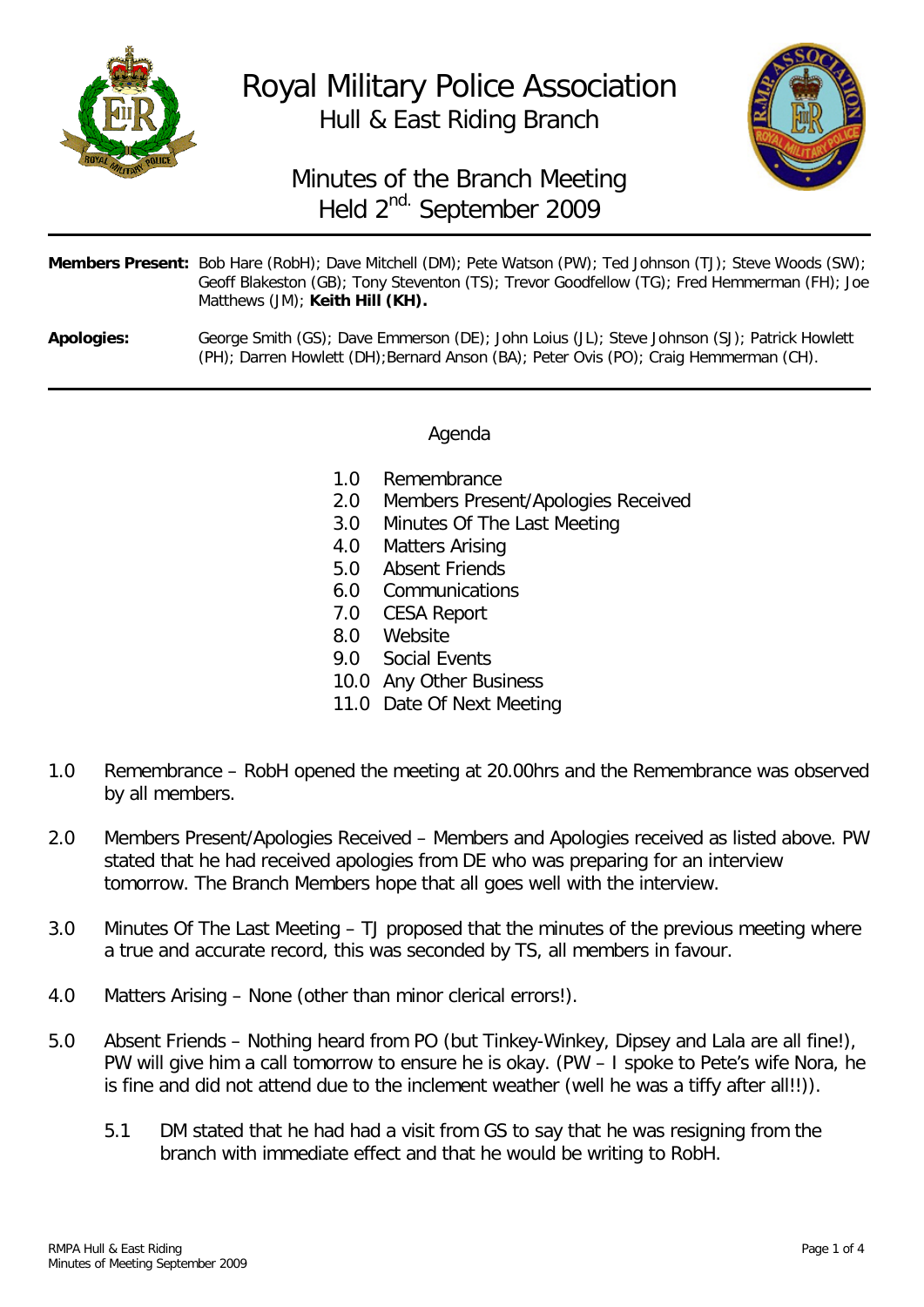# Royal Military Police Association

## Hull & East Riding Branch

## Minutes of the Branch Meeting Held 2nd. September 2009

**Members Present:** Bob Hare (RobH); Dave Mitchell (DM); Pete Watson (PW); Ted Johnson (TJ); Steve Woods (SW); Geoff Blakeston (GB); Tony Steventon (TS); Trevor Goodfellow (TG); Fred Hemmerman (FH); Joe Matthews (JM); **Keith Hill (KH).**

**Apologies:** George Smith (GS); Dave Emmerson (DE); John Loius (JL); Steve Johnson (SJ); Patrick Howlett (PH); Darren Howlett (DH);Bernard Anson (BA); Peter Ovis (PO); Craig Hemmerman (CH).

---

### Agenda

- 1.0 Remembrance
- 2.0 Members Present/Apologies Received
- 3.0 Minutes Of The Last Meeting
- 4.0 Matters Arising
- 5.0 Absent Friends
- 6.0 Communications
- 7.0 CESA Report
- 8.0 Website
- 9.0 Social Events
- 10.0 Any Other Business
- 11.0 Date Of Next Meeting

1.0 Remembrance – RobH opened the meeting at 20.00hrs and the Remembrance was observed by all members.

2.0 Members Present/Apologies Received – Members and Apologies received as listed above. PW stated that he had received apologies from DE who was preparing for an interview tomorrow. The Branch Members hope that all goes well with the interview.

3.0 Minutes Of The Last Meeting – TJ proposed that the minutes of the previous meeting where a true and accurate record, this was seconded by TS, all members in favour.

4.0 Matters Arising – None (other than minor clerical errors!).

5.0 Absent Friends – Nothing heard from PO (but Tinkey-Winkey, Dipsey and Lala are all fine!), PW will give him a call tomorrow to ensure he is okay. (PW – I spoke to Pete's wife Nora, he is fine and did not attend due to the inclement weather (well he was a tiffy after all!!)).

5.1 DM stated that he had had a visit from GS to say that he was resigning from the branch with immediate effect and that he would be writing to RobH.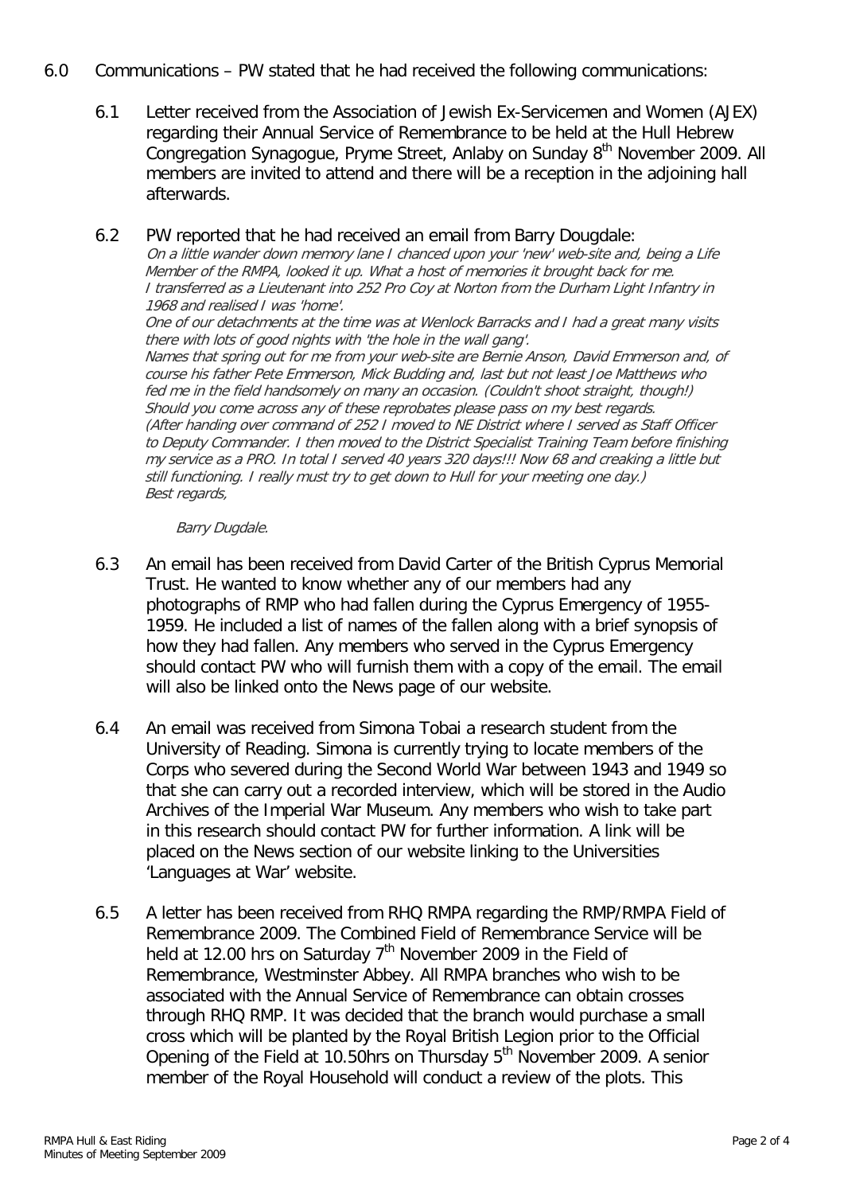6.0 Communications – PW stated that he had received the following communications:

6.1 Letter received from the Association of Jewish Ex-Servicemen and Women (AJEX) regarding their Annual Service of Remembrance to be held at the Hull Hebrew Congregation Synagogue, Pryme Street, Anlaby on Sunday 8th November 2009. All members are invited to attend and there will be a reception in the adjoining hall afterwards.

6.2 PW reported that he had received an email from Barry Dougdale:

*On a little wander down memory lane I chanced upon your 'new' web-site and, being a Life Member of the RMPA, looked it up. What a host of memories it brought back for me. I transferred as a Lieutenant into 252 Pro Coy at Norton from the Durham Light Infantry in 1968 and realised I was 'home'.*
*One of our detachments at the time was at Wenlock Barracks and I had a great many visits there with lots of good nights with 'the hole in the wall gang'.*
*Names that spring out for me from your web-site are Bernie Anson, David Emmerson and, of course his father Pete Emmerson, Mick Budding and, last but not least Joe Matthews who fed me in the field handsomely on many an occasion. (Couldn't shoot straight, though!)*
*Should you come across any of these reprobates please pass on my best regards.*
*(After handing over command of 252 I moved to NE District where I served as Staff Officer to Deputy Commander. I then moved to the District Specialist Training Team before finishing my service as a PRO. In total I served 40 years 320 days!!! Now 68 and creaking a little but still functioning. I really must try to get down to Hull for your meeting one day.)*
*Best regards,*

*Barry Dugdale.*

6.3 An email has been received from David Carter of the British Cyprus Memorial Trust. He wanted to know whether any of our members had any photographs of RMP who had fallen during the Cyprus Emergency of 1955-1959. He included a list of names of the fallen along with a brief synopsis of how they had fallen. Any members who served in the Cyprus Emergency should contact PW who will furnish them with a copy of the email. The email will also be linked onto the News page of our website.

6.4 An email was received from Simona Tobai a research student from the University of Reading. Simona is currently trying to locate members of the Corps who severed during the Second World War between 1943 and 1949 so that she can carry out a recorded interview, which will be stored in the Audio Archives of the Imperial War Museum. Any members who wish to take part in this research should contact PW for further information. A link will be placed on the News section of our website linking to the Universities 'Languages at War' website.

6.5 A letter has been received from RHQ RMPA regarding the RMP/RMPA Field of Remembrance 2009. The Combined Field of Remembrance Service will be held at 12.00 hrs on Saturday 7th November 2009 in the Field of Remembrance, Westminster Abbey. All RMPA branches who wish to be associated with the Annual Service of Remembrance can obtain crosses through RHQ RMP. It was decided that the branch would purchase a small cross which will be planted by the Royal British Legion prior to the Official Opening of the Field at 10.50hrs on Thursday 5th November 2009. A senior member of the Royal Household will conduct a review of the plots. This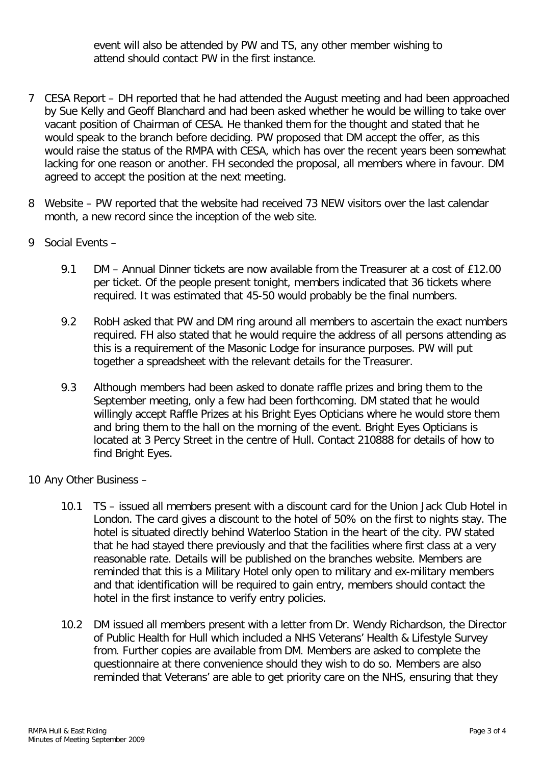event will also be attended by PW and TS, any other member wishing to attend should contact PW in the first instance.

7 CESA Report – DH reported that he had attended the August meeting and had been approached by Sue Kelly and Geoff Blanchard and had been asked whether he would be willing to take over vacant position of Chairman of CESA. He thanked them for the thought and stated that he would speak to the branch before deciding. PW proposed that DM accept the offer, as this would raise the status of the RMPA with CESA, which has over the recent years been somewhat lacking for one reason or another. FH seconded the proposal, all members where in favour. DM agreed to accept the position at the next meeting.

8 Website – PW reported that the website had received 73 NEW visitors over the last calendar month, a new record since the inception of the web site.

9 Social Events –

   9.1 DM – Annual Dinner tickets are now available from the Treasurer at a cost of £12.00 per ticket. Of the people present tonight, members indicated that 36 tickets where required. It was estimated that 45-50 would probably be the final numbers.

   9.2 RobH asked that PW and DM ring around all members to ascertain the exact numbers required. FH also stated that he would require the address of all persons attending as this is a requirement of the Masonic Lodge for insurance purposes. PW will put together a spreadsheet with the relevant details for the Treasurer.

   9.3 Although members had been asked to donate raffle prizes and bring them to the September meeting, only a few had been forthcoming. DM stated that he would willingly accept Raffle Prizes at his Bright Eyes Opticians where he would store them and bring them to the hall on the morning of the event. Bright Eyes Opticians is located at 3 Percy Street in the centre of Hull. Contact 210888 for details of how to find Bright Eyes.

10 Any Other Business –

   10.1 TS – issued all members present with a discount card for the Union Jack Club Hotel in London. The card gives a discount to the hotel of 50% on the first to nights stay. The hotel is situated directly behind Waterloo Station in the heart of the city. PW stated that he had stayed there previously and that the facilities where first class at a very reasonable rate. Details will be published on the branches website. Members are reminded that this is a Military Hotel only open to military and ex-military members and that identification will be required to gain entry, members should contact the hotel in the first instance to verify entry policies.

   10.2 DM issued all members present with a letter from Dr. Wendy Richardson, the Director of Public Health for Hull which included a NHS Veterans' Health & Lifestyle Survey from. Further copies are available from DM. Members are asked to complete the questionnaire at there convenience should they wish to do so. Members are also reminded that Veterans' are able to get priority care on the NHS, ensuring that they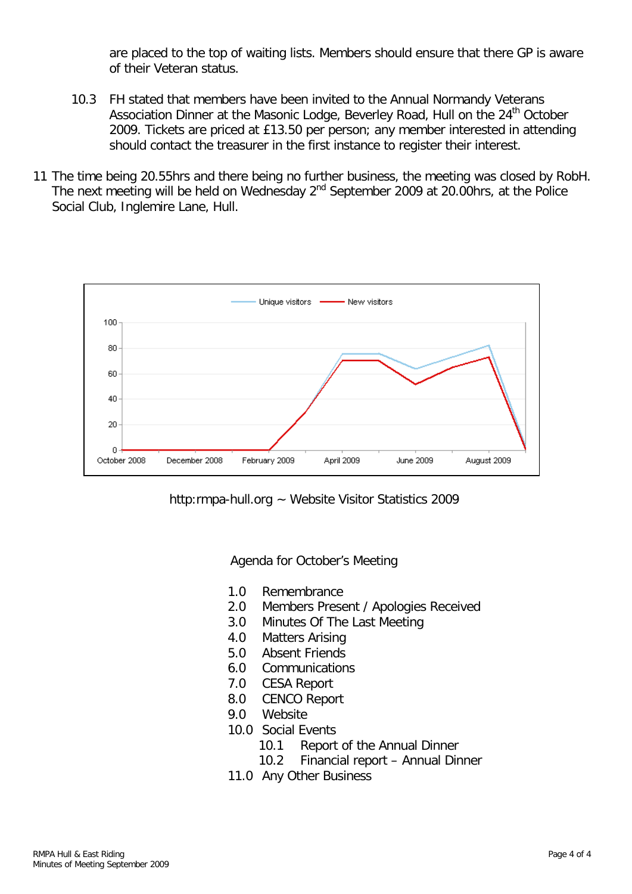are placed to the top of waiting lists. Members should ensure that there GP is aware of their Veteran status.

10.3 FH stated that members have been invited to the Annual Normandy Veterans Association Dinner at the Masonic Lodge, Beverley Road, Hull on the 24th October 2009. Tickets are priced at £13.50 per person; any member interested in attending should contact the treasurer in the first instance to register their interest.

11 The time being 20.55hrs and there being no further business, the meeting was closed by RobH. The next meeting will be held on Wednesday 2nd September 2009 at 20.00hrs, at the Police Social Club, Inglemire Lane, Hull.

Unique visitors
New visitors

100
80
60
40
20
0

October 2008
December 2008
February 2009
April 2009
June 2009
August 2009

http:rmpa-hull.org ~ Website Visitor Statistics 2009

Agenda for October's Meeting

1.0 Remembrance
2.0 Members Present / Apologies Received
3.0 Minutes Of The Last Meeting
4.0 Matters Arising
5.0 Absent Friends
6.0 Communications
7.0 CESA Report
8.0 CENCO Report
9.0 Website
10.0 Social Events
  10.1 Report of the Annual Dinner
  10.2 Financial report – Annual Dinner
11.0 Any Other Business